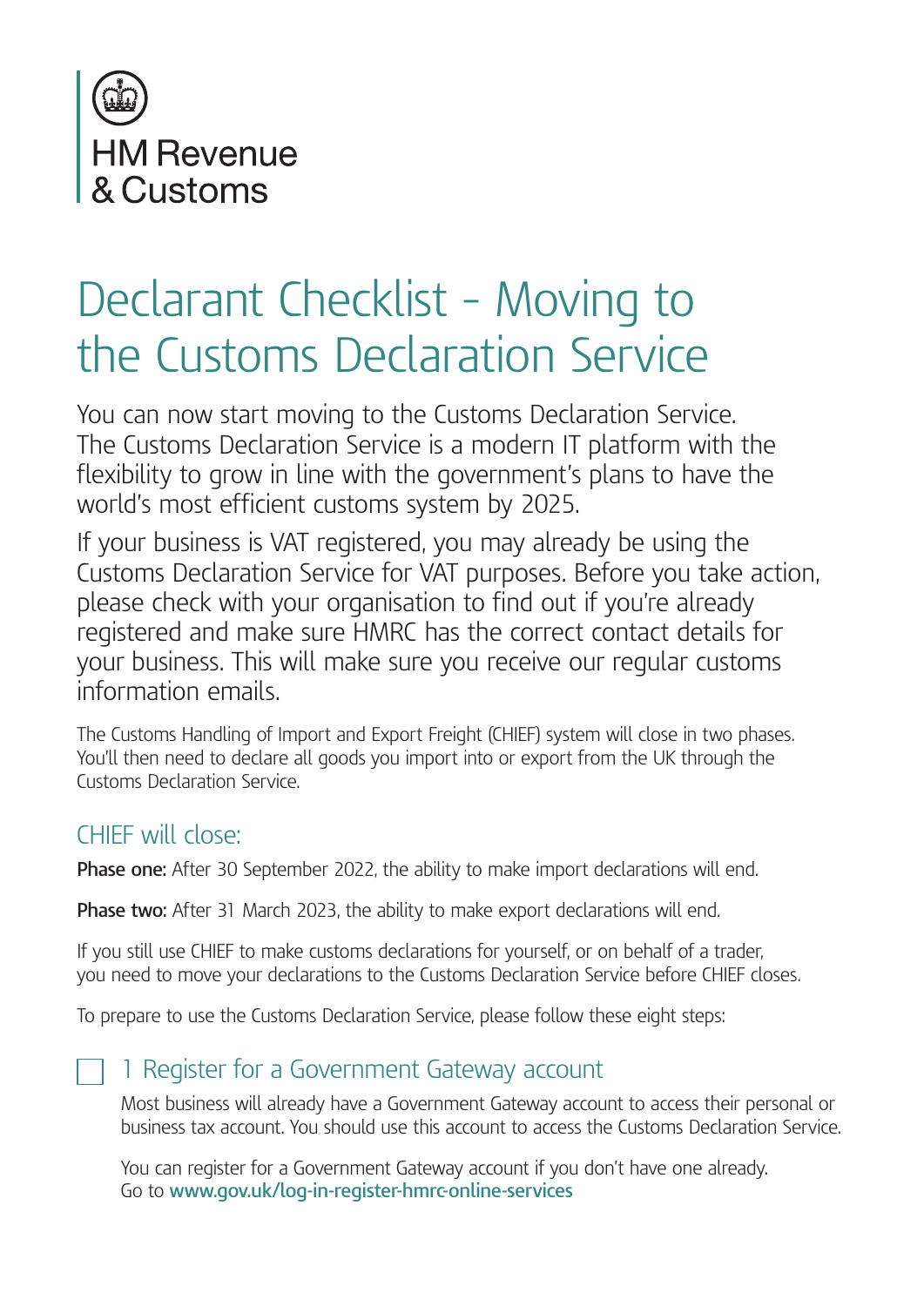HM Revenue & Customs

# Declarant Checklist - Moving to the Customs Declaration Service

You can now start moving to the Customs Declaration Service. The Customs Declaration Service is a modern IT platform with the flexibility to grow in line with the government's plans to have the world's most efficient customs system by 2025.

If your business is VAT registered, you may already be using the Customs Declaration Service for VAT purposes. Before you take action, please check with your organisation to find out if you're already registered and make sure HMRC has the correct contact details for your business. This will make sure you receive our regular customs information emails.

The Customs Handling of Import and Export Freight (CHIEF) system will close in two phases. You'll then need to declare all goods you import into or export from the UK through the Customs Declaration Service.

## CHIEF will close:

**Phase one:** After 30 September 2022, the ability to make import declarations will end.

**Phase two:** After 31 March 2023, the ability to make export declarations will end.

If you still use CHIEF to make customs declarations for yourself, or on behalf of a trader, you need to move your declarations to the Customs Declaration Service before CHIEF closes.

To prepare to use the Customs Declaration Service, please follow these eight steps:

## ☐ 1 Register for a Government Gateway account

Most business will already have a Government Gateway account to access their personal or business tax account. You should use this account to access the Customs Declaration Service.

You can register for a Government Gateway account if you don't have one already. Go to **www.gov.uk/log-in-register-hmrc-online-services**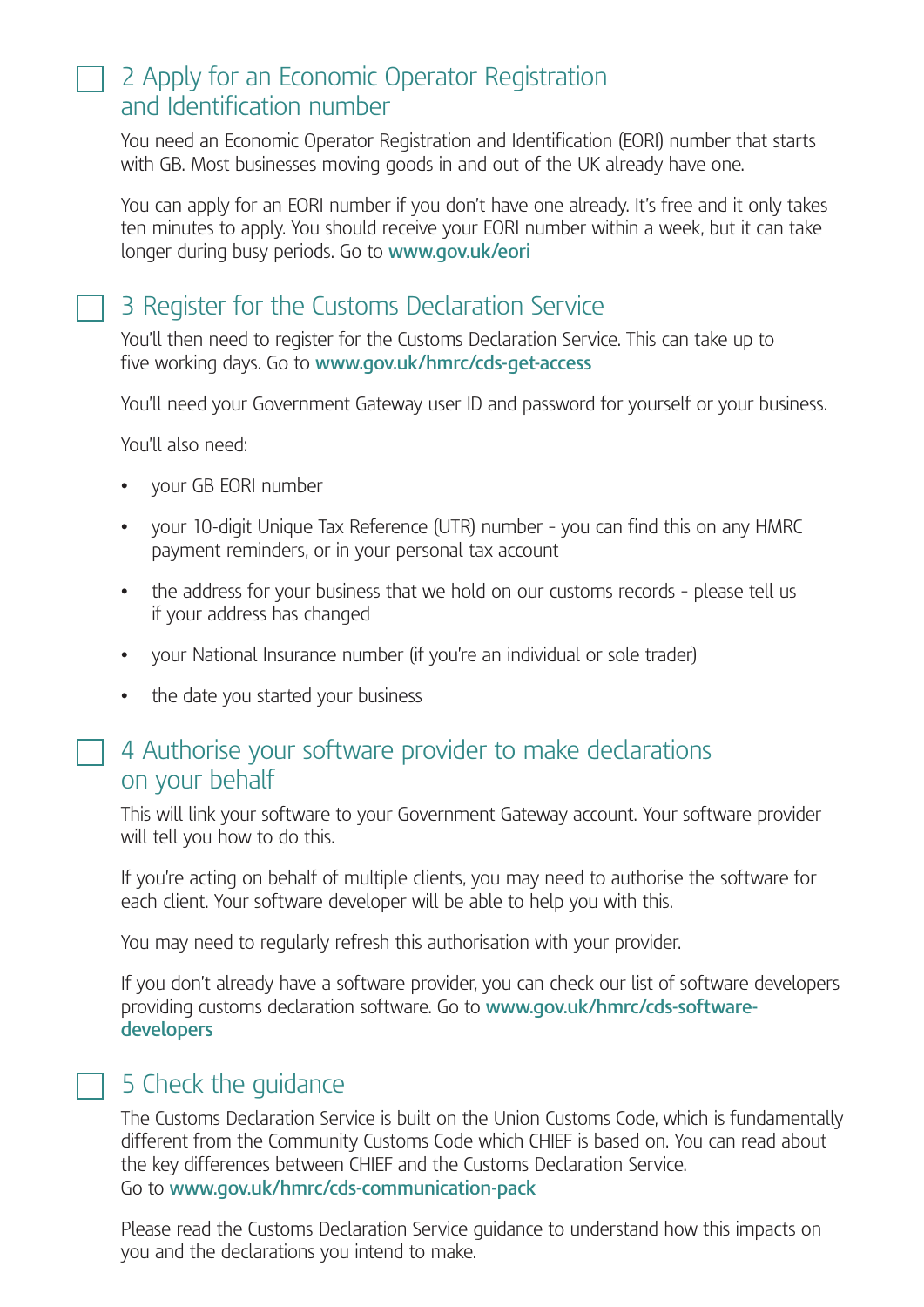## ☐ 2 Apply for an Economic Operator Registration and Identification number

You need an Economic Operator Registration and Identification (EORI) number that starts with GB. Most businesses moving goods in and out of the UK already have one.

You can apply for an EORI number if you don't have one already. It's free and it only takes ten minutes to apply. You should receive your EORI number within a week, but it can take longer during busy periods. Go to **www.gov.uk/eori**

## ☐ 3 Register for the Customs Declaration Service

You'll then need to register for the Customs Declaration Service. This can take up to five working days. Go to **www.gov.uk/hmrc/cds-get-access**

You'll need your Government Gateway user ID and password for yourself or your business.

You'll also need:

- your GB EORI number
- your 10-digit Unique Tax Reference (UTR) number - you can find this on any HMRC payment reminders, or in your personal tax account
- the address for your business that we hold on our customs records - please tell us if your address has changed
- your National Insurance number (if you're an individual or sole trader)
- the date you started your business

## ☐ 4 Authorise your software provider to make declarations on your behalf

This will link your software to your Government Gateway account. Your software provider will tell you how to do this.

If you're acting on behalf of multiple clients, you may need to authorise the software for each client. Your software developer will be able to help you with this.

You may need to regularly refresh this authorisation with your provider.

If you don't already have a software provider, you can check our list of software developers providing customs declaration software. Go to **www.gov.uk/hmrc/cds-software-developers**

## ☐ 5 Check the guidance

The Customs Declaration Service is built on the Union Customs Code, which is fundamentally different from the Community Customs Code which CHIEF is based on. You can read about the key differences between CHIEF and the Customs Declaration Service. Go to **www.gov.uk/hmrc/cds-communication-pack**

Please read the Customs Declaration Service guidance to understand how this impacts on you and the declarations you intend to make.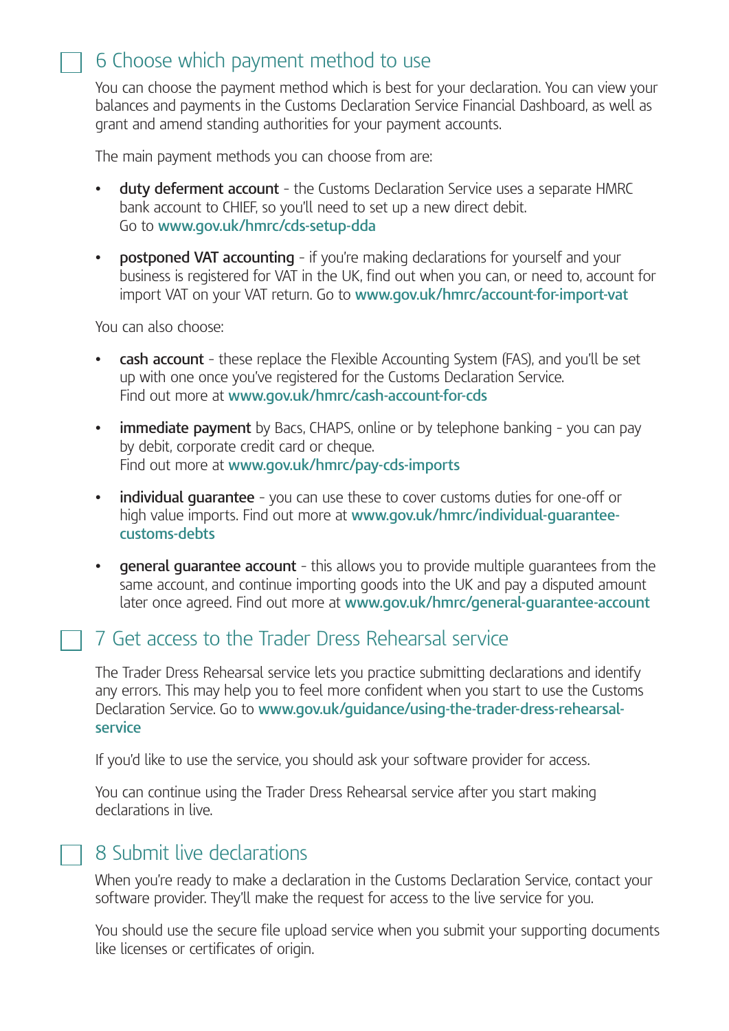## 6 Choose which payment method to use

You can choose the payment method which is best for your declaration. You can view your balances and payments in the Customs Declaration Service Financial Dashboard, as well as grant and amend standing authorities for your payment accounts.

The main payment methods you can choose from are:

- **duty deferment account** - the Customs Declaration Service uses a separate HMRC bank account to CHIEF, so you'll need to set up a new direct debit. Go to **www.gov.uk/hmrc/cds-setup-dda**
- **postponed VAT accounting** - if you're making declarations for yourself and your business is registered for VAT in the UK, find out when you can, or need to, account for import VAT on your VAT return. Go to **www.gov.uk/hmrc/account-for-import-vat**

You can also choose:

- **cash account** - these replace the Flexible Accounting System (FAS), and you'll be set up with one once you've registered for the Customs Declaration Service. Find out more at **www.gov.uk/hmrc/cash-account-for-cds**
- **immediate payment** by Bacs, CHAPS, online or by telephone banking - you can pay by debit, corporate credit card or cheque. Find out more at **www.gov.uk/hmrc/pay-cds-imports**
- **individual guarantee** - you can use these to cover customs duties for one-off or high value imports. Find out more at **www.gov.uk/hmrc/individual-guarantee-customs-debts**
- **general guarantee account** - this allows you to provide multiple guarantees from the same account, and continue importing goods into the UK and pay a disputed amount later once agreed. Find out more at **www.gov.uk/hmrc/general-guarantee-account**

## 7 Get access to the Trader Dress Rehearsal service

The Trader Dress Rehearsal service lets you practice submitting declarations and identify any errors. This may help you to feel more confident when you start to use the Customs Declaration Service. Go to **www.gov.uk/guidance/using-the-trader-dress-rehearsal-service**

If you'd like to use the service, you should ask your software provider for access.

You can continue using the Trader Dress Rehearsal service after you start making declarations in live.

## 8 Submit live declarations

When you're ready to make a declaration in the Customs Declaration Service, contact your software provider. They'll make the request for access to the live service for you.

You should use the secure file upload service when you submit your supporting documents like licenses or certificates of origin.